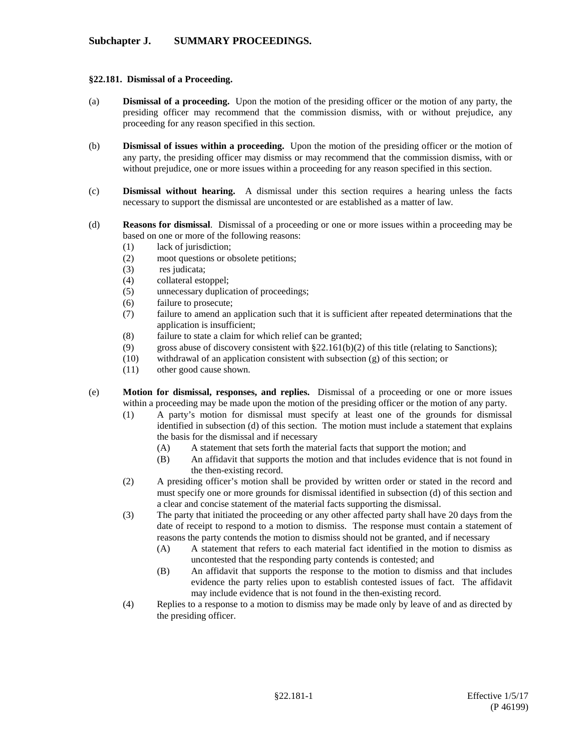## Subchapter J. SUMMARY PROCEEDINGS.

### §22.181. Dismissal of a Proceeding.

(a) **Dismissal of a proceeding.** Upon the motion of the presiding officer or the motion of any party, the presiding officer may recommend that the commission dismiss, with or without prejudice, any proceeding for any reason specified in this section.

(b) **Dismissal of issues within a proceeding.** Upon the motion of the presiding officer or the motion of any party, the presiding officer may dismiss or may recommend that the commission dismiss, with or without prejudice, one or more issues within a proceeding for any reason specified in this section.

(c) **Dismissal without hearing.** A dismissal under this section requires a hearing unless the facts necessary to support the dismissal are uncontested or are established as a matter of law.

(d) **Reasons for dismissal**. Dismissal of a proceeding or one or more issues within a proceeding may be based on one or more of the following reasons:

- (1) lack of jurisdiction;
- (2) moot questions or obsolete petitions;
- (3) res judicata;
- (4) collateral estoppel;
- (5) unnecessary duplication of proceedings;
- (6) failure to prosecute;
- (7) failure to amend an application such that it is sufficient after repeated determinations that the application is insufficient;
- (8) failure to state a claim for which relief can be granted;
- (9) gross abuse of discovery consistent with §22.161(b)(2) of this title (relating to Sanctions);
- (10) withdrawal of an application consistent with subsection (g) of this section; or
- (11) other good cause shown.

(e) **Motion for dismissal, responses, and replies.** Dismissal of a proceeding or one or more issues within a proceeding may be made upon the motion of the presiding officer or the motion of any party.

- (1) A party's motion for dismissal must specify at least one of the grounds for dismissal identified in subsection (d) of this section. The motion must include a statement that explains the basis for the dismissal and if necessary
  - (A) A statement that sets forth the material facts that support the motion; and
  - (B) An affidavit that supports the motion and that includes evidence that is not found in the then-existing record.
- (2) A presiding officer's motion shall be provided by written order or stated in the record and must specify one or more grounds for dismissal identified in subsection (d) of this section and a clear and concise statement of the material facts supporting the dismissal.
- (3) The party that initiated the proceeding or any other affected party shall have 20 days from the date of receipt to respond to a motion to dismiss. The response must contain a statement of reasons the party contends the motion to dismiss should not be granted, and if necessary
  - (A) A statement that refers to each material fact identified in the motion to dismiss as uncontested that the responding party contends is contested; and
  - (B) An affidavit that supports the response to the motion to dismiss and that includes evidence the party relies upon to establish contested issues of fact. The affidavit may include evidence that is not found in the then-existing record.
- (4) Replies to a response to a motion to dismiss may be made only by leave of and as directed by the presiding officer.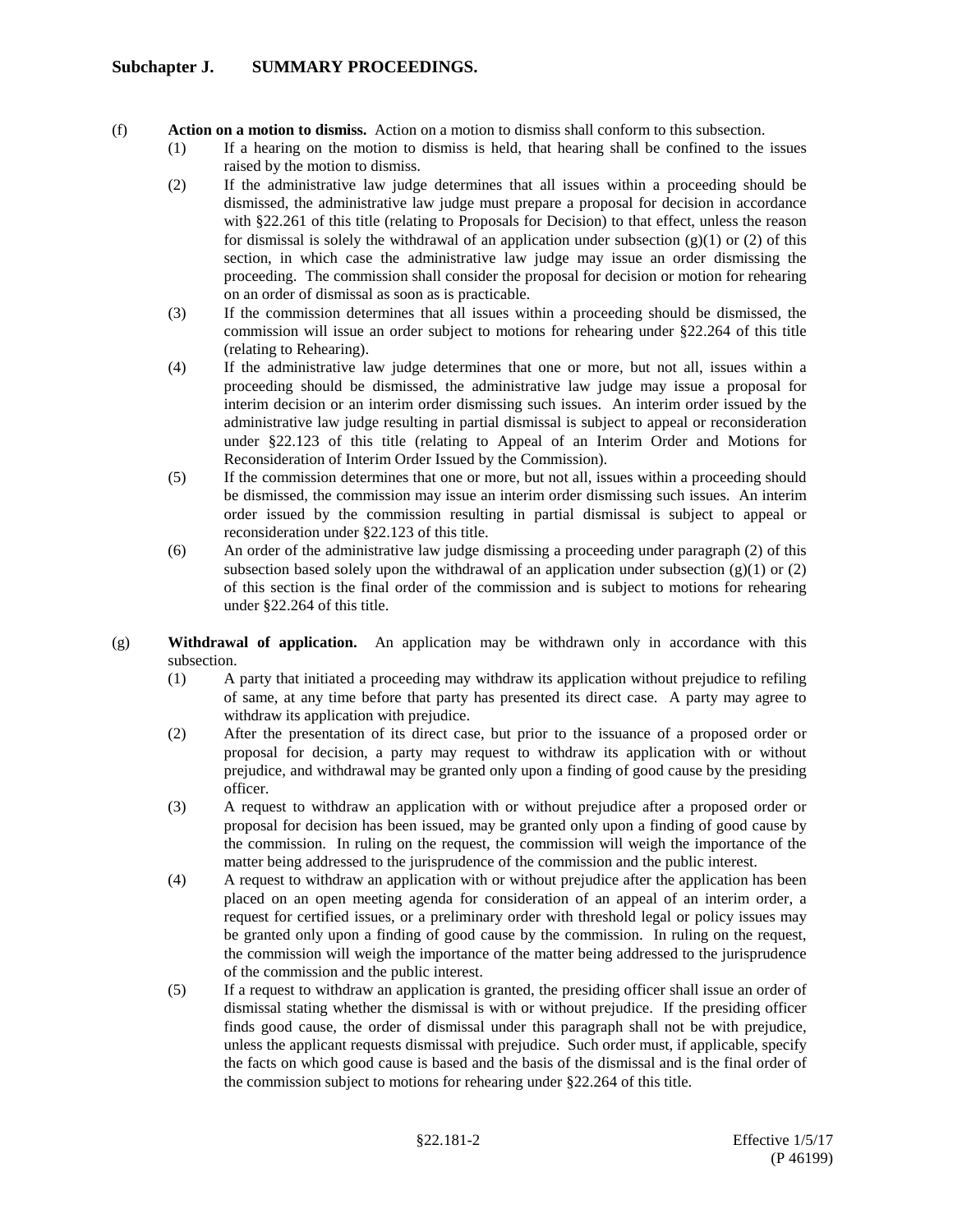(f) **Action on a motion to dismiss.** Action on a motion to dismiss shall conform to this subsection.

(1) If a hearing on the motion to dismiss is held, that hearing shall be confined to the issues raised by the motion to dismiss.

(2) If the administrative law judge determines that all issues within a proceeding should be dismissed, the administrative law judge must prepare a proposal for decision in accordance with §22.261 of this title (relating to Proposals for Decision) to that effect, unless the reason for dismissal is solely the withdrawal of an application under subsection (g)(1) or (2) of this section, in which case the administrative law judge may issue an order dismissing the proceeding. The commission shall consider the proposal for decision or motion for rehearing on an order of dismissal as soon as is practicable.

(3) If the commission determines that all issues within a proceeding should be dismissed, the commission will issue an order subject to motions for rehearing under §22.264 of this title (relating to Rehearing).

(4) If the administrative law judge determines that one or more, but not all, issues within a proceeding should be dismissed, the administrative law judge may issue a proposal for interim decision or an interim order dismissing such issues. An interim order issued by the administrative law judge resulting in partial dismissal is subject to appeal or reconsideration under §22.123 of this title (relating to Appeal of an Interim Order and Motions for Reconsideration of Interim Order Issued by the Commission).

(5) If the commission determines that one or more, but not all, issues within a proceeding should be dismissed, the commission may issue an interim order dismissing such issues. An interim order issued by the commission resulting in partial dismissal is subject to appeal or reconsideration under §22.123 of this title.

(6) An order of the administrative law judge dismissing a proceeding under paragraph (2) of this subsection based solely upon the withdrawal of an application under subsection (g)(1) or (2) of this section is the final order of the commission and is subject to motions for rehearing under §22.264 of this title.

(g) **Withdrawal of application.** An application may be withdrawn only in accordance with this subsection.

(1) A party that initiated a proceeding may withdraw its application without prejudice to refiling of same, at any time before that party has presented its direct case. A party may agree to withdraw its application with prejudice.

(2) After the presentation of its direct case, but prior to the issuance of a proposed order or proposal for decision, a party may request to withdraw its application with or without prejudice, and withdrawal may be granted only upon a finding of good cause by the presiding officer.

(3) A request to withdraw an application with or without prejudice after a proposed order or proposal for decision has been issued, may be granted only upon a finding of good cause by the commission. In ruling on the request, the commission will weigh the importance of the matter being addressed to the jurisprudence of the commission and the public interest.

(4) A request to withdraw an application with or without prejudice after the application has been placed on an open meeting agenda for consideration of an appeal of an interim order, a request for certified issues, or a preliminary order with threshold legal or policy issues may be granted only upon a finding of good cause by the commission. In ruling on the request, the commission will weigh the importance of the matter being addressed to the jurisprudence of the commission and the public interest.

(5) If a request to withdraw an application is granted, the presiding officer shall issue an order of dismissal stating whether the dismissal is with or without prejudice. If the presiding officer finds good cause, the order of dismissal under this paragraph shall not be with prejudice, unless the applicant requests dismissal with prejudice. Such order must, if applicable, specify the facts on which good cause is based and the basis of the dismissal and is the final order of the commission subject to motions for rehearing under §22.264 of this title.